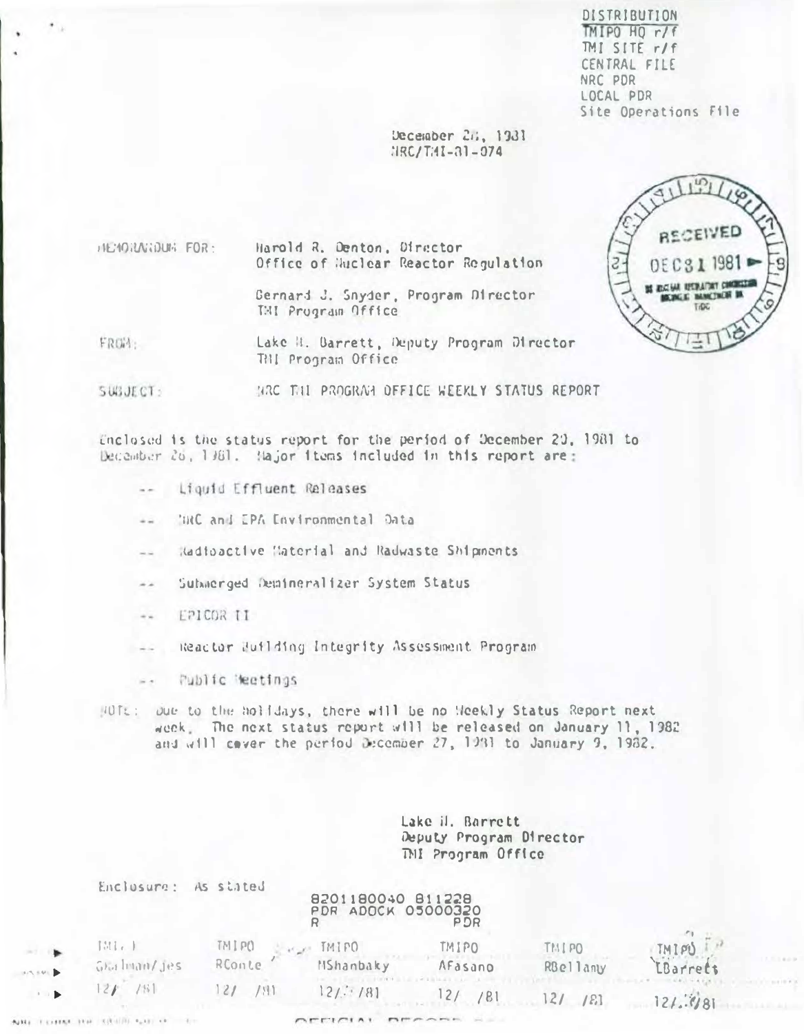DISTRIBUTION
TMIPO HQ r/f
TMI SITE r/f
CENTRAL FILE
NRC PDR
LOCAL PDR
Site Operations File

December 28, 1981
NRC/TMI-81-074

RECEIVED
DEC 31 1981
US NUCLEAR REGULATORY COMMISSION
DOCKETING BRANCH
TIDC

MEMORANDUM FOR: Harold R. Denton, Director
Office of Nuclear Reactor Regulation

Bernard J. Snyder, Program Director
TMI Program Office

FROM: Lake H. Barrett, Deputy Program Director
TMI Program Office

SUBJECT: NRC TMI PROGRAM OFFICE WEEKLY STATUS REPORT

Enclosed is the status report for the period of December 20, 1981 to December 26, 1981. Major items included in this report are:

- -- Liquid Effluent Releases
- -- NRC and EPA Environmental Data
- -- Radioactive Material and Radwaste Shipments
- -- Submerged Demineralizer System Status
- -- EPICOR II
- -- Reactor Building Integrity Assessment Program
- -- Public Meetings

NOTE: Due to the holidays, there will be no Weekly Status Report next week. The next status report will be released on January 11, 1982 and will cover the period December 27, 1981 to January 9, 1982.

Lake H. Barrett
Deputy Program Director
TMI Program Office

Enclosure: As stated

8201180040 811228
PDR ADOCK 05000320
R PDR

| TMI | TMIPO | TMIPO | TMIPO | TMIPO | TMIPO |
|---|---|---|---|---|---|
| GKalman/jes | RConte | MShanbaky | AFasano | RBellamy | LBarrett |
| 12/ /81 | 12/ /81 | 12/ /81 | 12/ /81 | 12/ /81 | 12/ /81 |

OFFICIAL RECORD COPY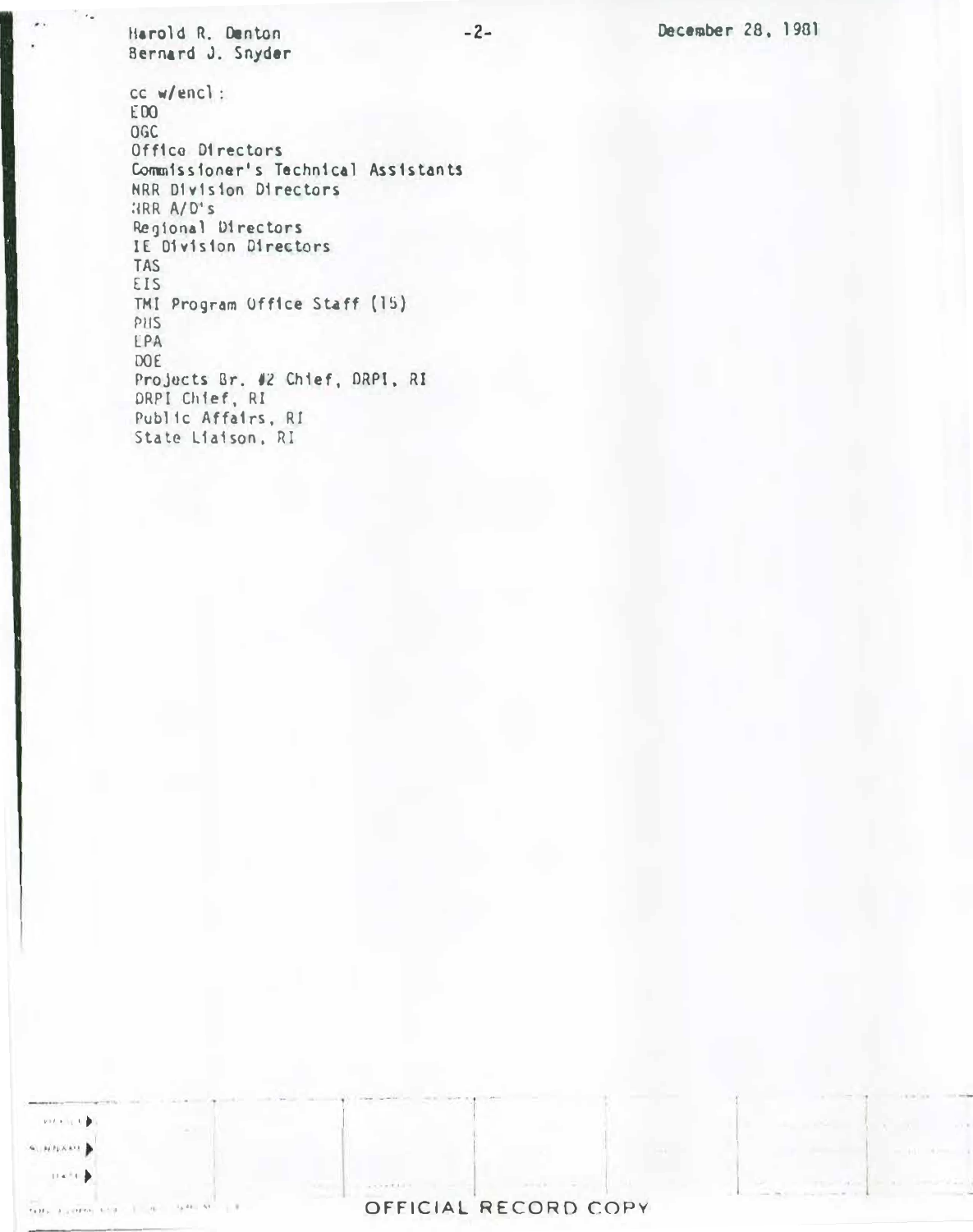Harold R. Denton
Bernard J. Snyder

December 28, 1981

cc w/encl:
EDO
OGC
Office Directors
Commissioner's Technical Assistants
NRR Division Directors
NRR A/D's
Regional Directors
IE Division Directors
TAS
EIS
TMI Program Office Staff (15)
PHS
EPA
DOE
Projects Br. #2 Chief, DRPI, RI
DRPI Chief, RI
Public Affairs, RI
State Liaison, RI

OFFICIAL RECORD COPY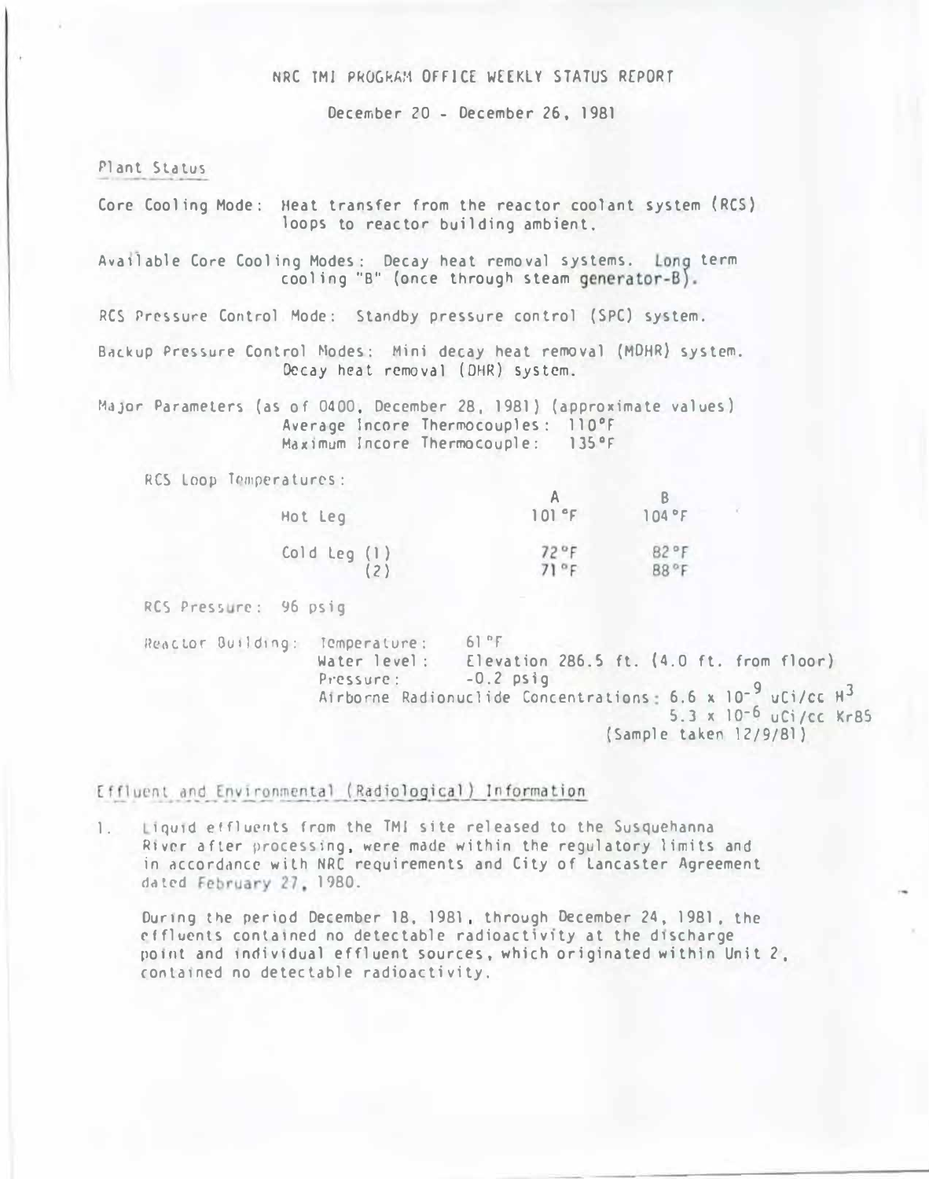# NRC TMI PROGRAM OFFICE WEEKLY STATUS REPORT

December 20 - December 26, 1981

## Plant Status

Core Cooling Mode: Heat transfer from the reactor coolant system (RCS) loops to reactor building ambient.

Available Core Cooling Modes: Decay heat removal systems. Long term cooling "B" (once through steam generator-B).

RCS Pressure Control Mode: Standby pressure control (SPC) system.

Backup Pressure Control Modes: Mini decay heat removal (MDHR) system. Decay heat removal (DHR) system.

Major Parameters (as of 0400, December 28, 1981) (approximate values)
Average Incore Thermocouples: 110°F
Maximum Incore Thermocouple: 135°F

RCS Loop Temperatures:

| | A | B |
|---|---|---|
| Hot Leg | 101°F | 104°F |
| Cold Leg (1) | 72°F | 82°F |
| (2) | 71°F | 88°F |

RCS Pressure: 96 psig

Reactor Building: Temperature: 61°F
Water level: Elevation 286.5 ft. (4.0 ft. from floor)
Pressure: -0.2 psig
Airborne Radionuclide Concentrations: $6.6 \times 10^{-9}$ uCi/cc $H^3$
$5.3 \times 10^{-6}$ uCi/cc Kr85
(Sample taken 12/9/81)

## Effluent and Environmental (Radiological) Information

1. Liquid effluents from the TMI site released to the Susquehanna River after processing, were made within the regulatory limits and in accordance with NRC requirements and City of Lancaster Agreement dated February 27, 1980.

   During the period December 18, 1981, through December 24, 1981, the effluents contained no detectable radioactivity at the discharge point and individual effluent sources, which originated within Unit 2, contained no detectable radioactivity.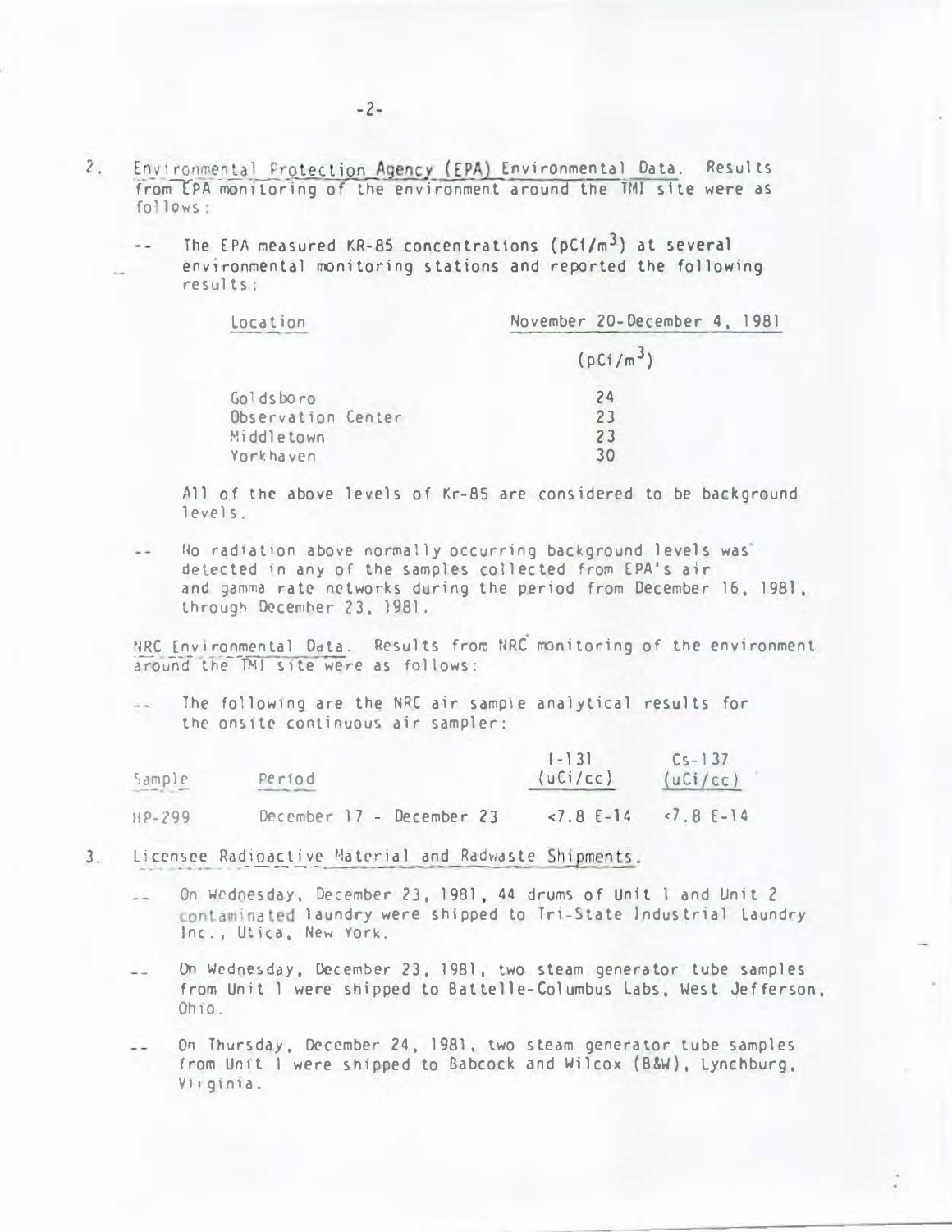2. <u>Environmental Protection Agency (EPA) Environmental Data</u>. Results from EPA monitoring of the environment around the TMI site were as follows:

   -- The EPA measured KR-85 concentrations ($pCi/m^3$) at several environmental monitoring stations and reported the following results:

| Location | November 20-December 4, 1981 ($pCi/m^3$) |
|---|---|
| Goldsboro | 24 |
| Observation Center | 23 |
| Middletown | 23 |
| Yorkhaven | 30 |

   All of the above levels of Kr-85 are considered to be background levels.

   -- No radiation above normally occurring background levels was detected in any of the samples collected from EPA's air and gamma rate networks during the period from December 16, 1981, through December 23, 1981.

   <u>NRC Environmental Data</u>. Results from NRC monitoring of the environment around the TMI site were as follows:

   -- The following are the NRC air sample analytical results for the onsite continuous air sampler:

| Sample | Period | I-131 (uCi/cc) | Cs-137 (uCi/cc) |
|---|---|---|---|
| HP-299 | December 17 - December 23 | <7.8 E-14 | <7.8 E-14 |

3. <u>Licensee Radioactive Material and Radwaste Shipments</u>.

   -- On Wednesday, December 23, 1981, 44 drums of Unit 1 and Unit 2 contaminated laundry were shipped to Tri-State Industrial Laundry Inc., Utica, New York.

   -- On Wednesday, December 23, 1981, two steam generator tube samples from Unit 1 were shipped to Battelle-Columbus Labs, West Jefferson, Ohio.

   -- On Thursday, December 24, 1981, two steam generator tube samples from Unit 1 were shipped to Babcock and Wilcox (B&W), Lynchburg, Virginia.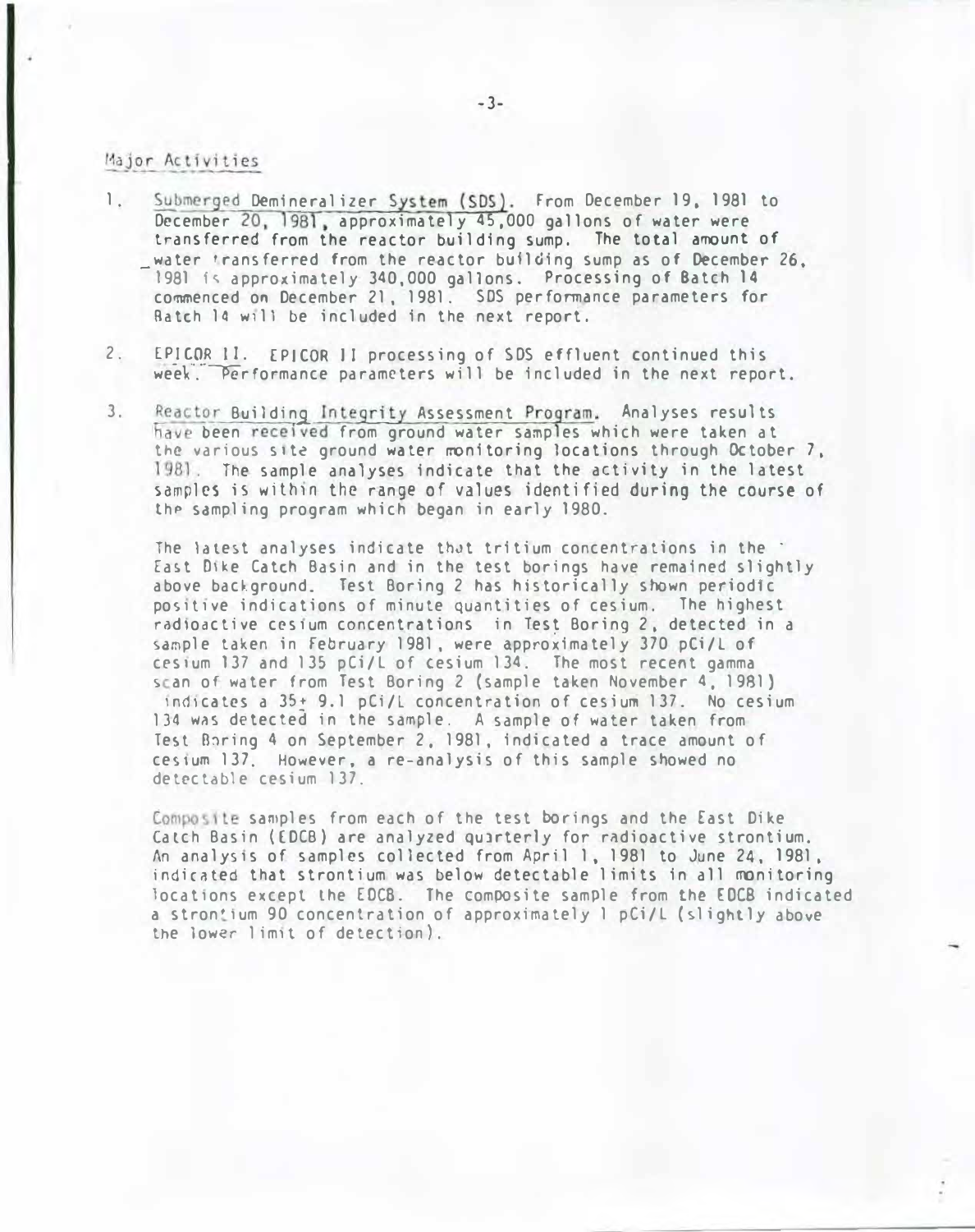## Major Activities

1. Submerged Demineralizer System (SDS). From December 19, 1981 to December 20, 1981, approximately 45,000 gallons of water were transferred from the reactor building sump. The total amount of water transferred from the reactor building sump as of December 26, 1981 is approximately 340,000 gallons. Processing of Batch 14 commenced on December 21, 1981. SDS performance parameters for Batch 14 will be included in the next report.

2. EPICOR II. EPICOR II processing of SDS effluent continued this week. Performance parameters will be included in the next report.

3. Reactor Building Integrity Assessment Program. Analyses results have been received from ground water samples which were taken at the various site ground water monitoring locations through October 7, 1981. The sample analyses indicate that the activity in the latest samples is within the range of values identified during the course of the sampling program which began in early 1980.

   The latest analyses indicate that tritium concentrations in the East Dike Catch Basin and in the test borings have remained slightly above background. Test Boring 2 has historically shown periodic positive indications of minute quantities of cesium. The highest radioactive cesium concentrations in Test Boring 2, detected in a sample taken in February 1981, were approximately 370 pCi/L of cesium 137 and 135 pCi/L of cesium 134. The most recent gamma scan of water from Test Boring 2 (sample taken November 4, 1981) indicates a $35 \pm 9.1$ pCi/L concentration of cesium 137. No cesium 134 was detected in the sample. A sample of water taken from Test Boring 4 on September 2, 1981, indicated a trace amount of cesium 137. However, a re-analysis of this sample showed no detectable cesium 137.

   Composite samples from each of the test borings and the East Dike Catch Basin (EDCB) are analyzed quarterly for radioactive strontium. An analysis of samples collected from April 1, 1981 to June 24, 1981, indicated that strontium was below detectable limits in all monitoring locations except the EDCB. The composite sample from the EDCB indicated a strontium 90 concentration of approximately 1 pCi/L (slightly above the lower limit of detection).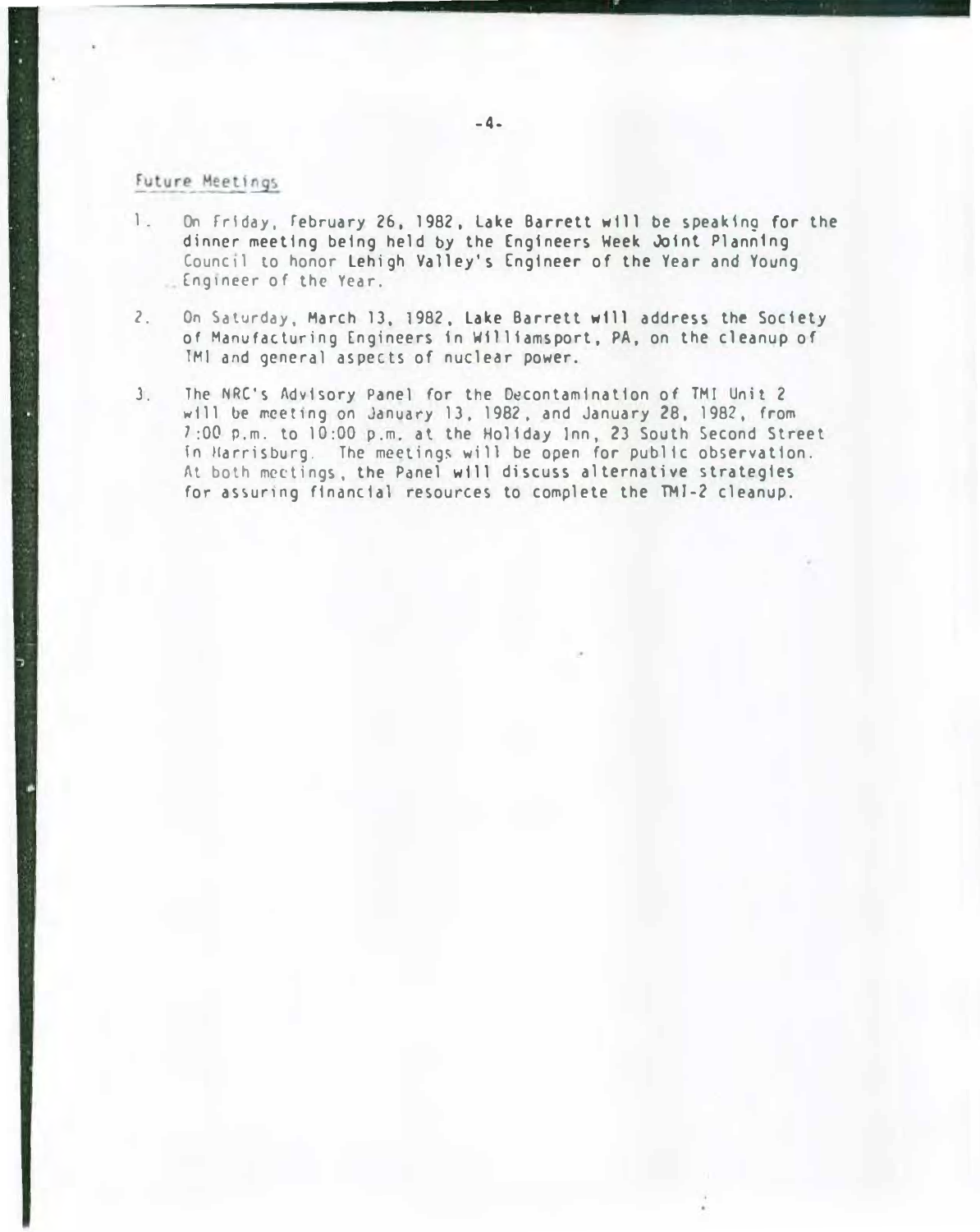## Future Meetings

1. On Friday, February 26, 1982, Lake Barrett will be speaking for the dinner meeting being held by the Engineers Week Joint Planning Council to honor Lehigh Valley's Engineer of the Year and Young Engineer of the Year.

2. On Saturday, March 13, 1982, Lake Barrett will address the Society of Manufacturing Engineers in Williamsport, PA, on the cleanup of TMI and general aspects of nuclear power.

3. The NRC's Advisory Panel for the Decontamination of TMI Unit 2 will be meeting on January 13, 1982, and January 28, 1982, from 7:00 p.m. to 10:00 p.m. at the Holiday Inn, 23 South Second Street in Harrisburg. The meetings will be open for public observation. At both meetings, the Panel will discuss alternative strategies for assuring financial resources to complete the TMI-2 cleanup.